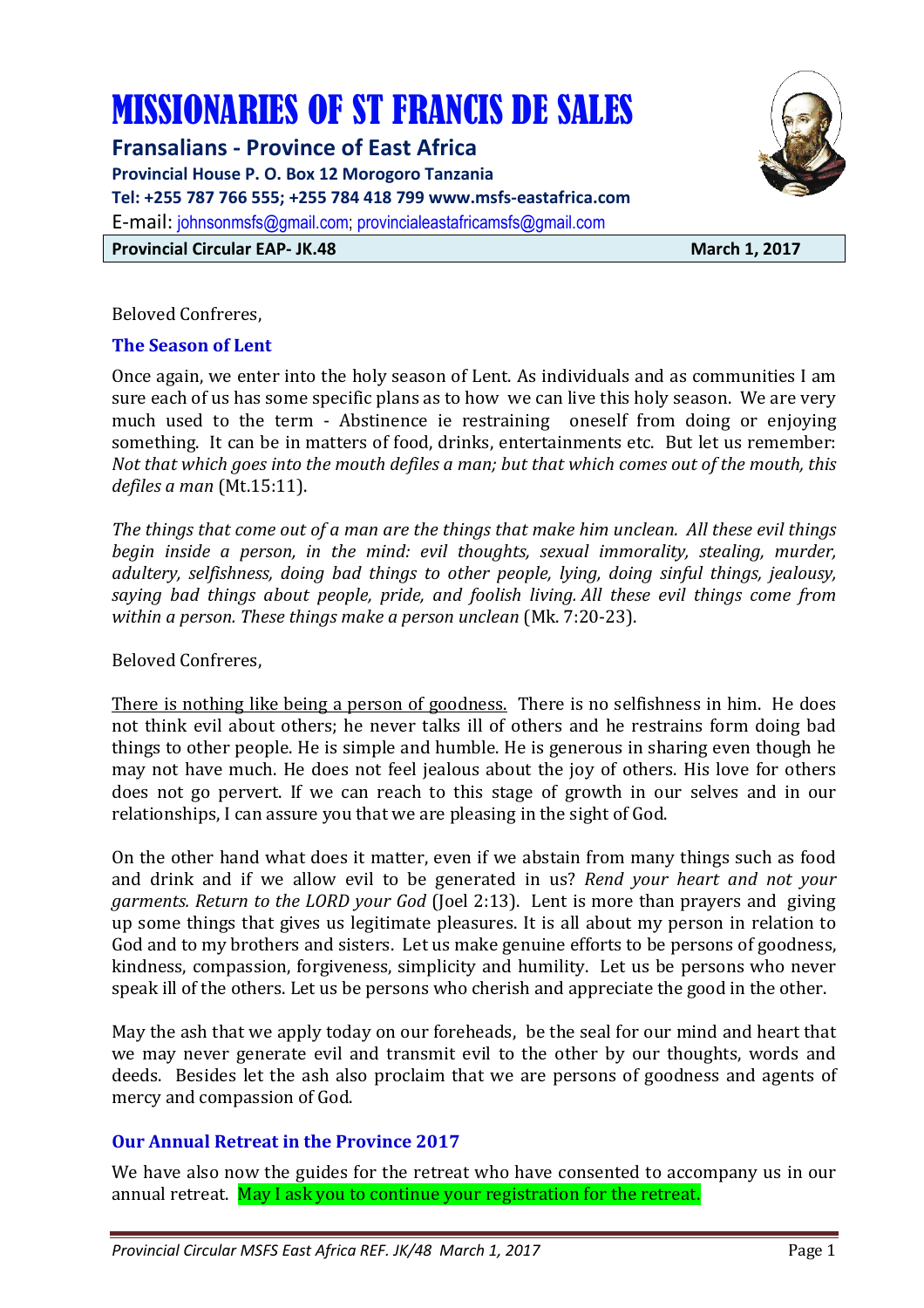# MISSIONARIES OF ST FRANCIS DE SALES

**Fransalians - Province of East Africa**

**Provincial House P. O. Box 12 Morogoro Tanzania**

**Tel: +255 787 766 555; +255 784 418 799 www.msfs-eastafrica.com**

E-mail: johnsonmsfs@gmail.com; provincialeastafricamsfs@gmail.com

**Provincial Circular EAP- JK.48** **March 1, 2017**

Beloved Confreres,

## The Season of Lent

Once again, we enter into the holy season of Lent. As individuals and as communities I am sure each of us has some specific plans as to how we can live this holy season. We are very much used to the term - Abstinence ie restraining oneself from doing or enjoying something. It can be in matters of food, drinks, entertainments etc. But let us remember: *Not that which goes into the mouth defiles a man; but that which comes out of the mouth, this defiles a man* (Mt.15:11).

*The things that come out of a man are the things that make him unclean. All these evil things begin inside a person, in the mind: evil thoughts, sexual immorality, stealing, murder, adultery, selfishness, doing bad things to other people, lying, doing sinful things, jealousy, saying bad things about people, pride, and foolish living. All these evil things come from within a person. These things make a person unclean* (Mk. 7:20-23).

Beloved Confreres,

<u>There is nothing like being a person of goodness.</u> There is no selfishness in him. He does not think evil about others; he never talks ill of others and he restrains form doing bad things to other people. He is simple and humble. He is generous in sharing even though he may not have much. He does not feel jealous about the joy of others. His love for others does not go pervert. If we can reach to this stage of growth in our selves and in our relationships, I can assure you that we are pleasing in the sight of God.

On the other hand what does it matter, even if we abstain from many things such as food and drink and if we allow evil to be generated in us? *Rend your heart and not your garments. Return to the LORD your God* (Joel 2:13). Lent is more than prayers and giving up some things that gives us legitimate pleasures. It is all about my person in relation to God and to my brothers and sisters. Let us make genuine efforts to be persons of goodness, kindness, compassion, forgiveness, simplicity and humility. Let us be persons who never speak ill of the others. Let us be persons who cherish and appreciate the good in the other.

May the ash that we apply today on our foreheads, be the seal for our mind and heart that we may never generate evil and transmit evil to the other by our thoughts, words and deeds. Besides let the ash also proclaim that we are persons of goodness and agents of mercy and compassion of God.

## Our Annual Retreat in the Province 2017

We have also now the guides for the retreat who have consented to accompany us in our annual retreat. May I ask you to continue your registration for the retreat.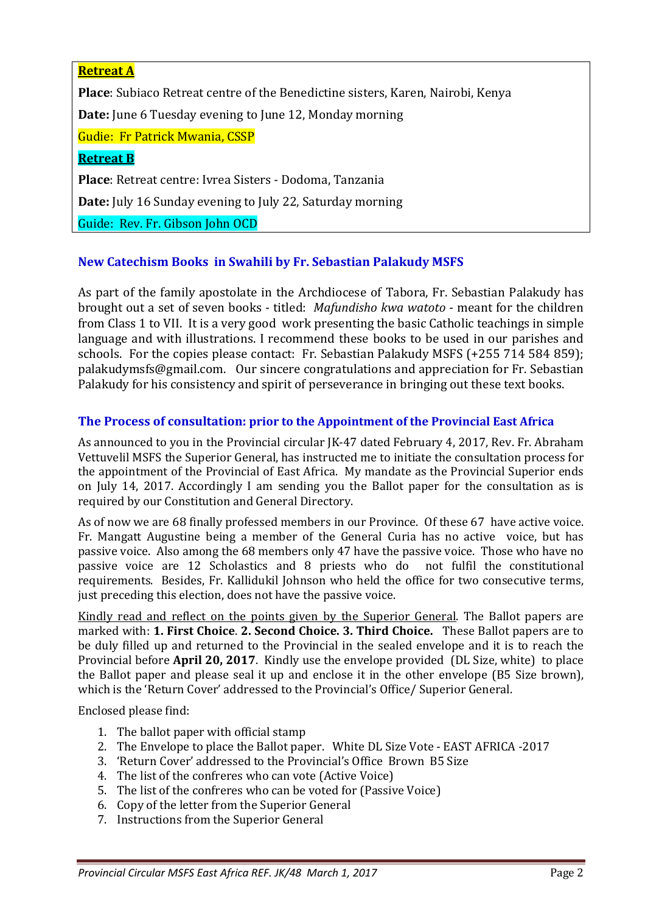**Retreat A**

**Place**: Subiaco Retreat centre of the Benedictine sisters, Karen, Nairobi, Kenya

**Date:** June 6 Tuesday evening to June 12, Monday morning

Gudie: Fr Patrick Mwania, CSSP

**Retreat B**

**Place**: Retreat centre: Ivrea Sisters - Dodoma, Tanzania

**Date:** July 16 Sunday evening to July 22, Saturday morning

Guide: Rev. Fr. Gibson John OCD

## New Catechism Books in Swahili by Fr. Sebastian Palakudy MSFS

As part of the family apostolate in the Archdiocese of Tabora, Fr. Sebastian Palakudy has brought out a set of seven books - titled: *Mafundisho kwa watoto* - meant for the children from Class 1 to VII. It is a very good work presenting the basic Catholic teachings in simple language and with illustrations. I recommend these books to be used in our parishes and schools. For the copies please contact: Fr. Sebastian Palakudy MSFS (+255 714 584 859); palakudymsfs@gmail.com. Our sincere congratulations and appreciation for Fr. Sebastian Palakudy for his consistency and spirit of perseverance in bringing out these text books.

## The Process of consultation: prior to the Appointment of the Provincial East Africa

As announced to you in the Provincial circular JK-47 dated February 4, 2017, Rev. Fr. Abraham Vettuvelil MSFS the Superior General, has instructed me to initiate the consultation process for the appointment of the Provincial of East Africa. My mandate as the Provincial Superior ends on July 14, 2017. Accordingly I am sending you the Ballot paper for the consultation as is required by our Constitution and General Directory.

As of now we are 68 finally professed members in our Province. Of these 67 have active voice. Fr. Mangatt Augustine being a member of the General Curia has no active voice, but has passive voice. Also among the 68 members only 47 have the passive voice. Those who have no passive voice are 12 Scholastics and 8 priests who do not fulfil the constitutional requirements. Besides, Fr. Kallidukil Johnson who held the office for two consecutive terms, just preceding this election, does not have the passive voice.

Kindly read and reflect on the points given by the Superior General. The Ballot papers are marked with: **1. First Choice**. **2. Second Choice. 3. Third Choice.** These Ballot papers are to be duly filled up and returned to the Provincial in the sealed envelope and it is to reach the Provincial before **April 20, 2017**. Kindly use the envelope provided (DL Size, white) to place the Ballot paper and please seal it up and enclose it in the other envelope (B5 Size brown), which is the 'Return Cover' addressed to the Provincial's Office/ Superior General.

Enclosed please find:

1. The ballot paper with official stamp
2. The Envelope to place the Ballot paper. White DL Size Vote - EAST AFRICA -2017
3. 'Return Cover' addressed to the Provincial's Office Brown B5 Size
4. The list of the confreres who can vote (Active Voice)
5. The list of the confreres who can be voted for (Passive Voice)
6. Copy of the letter from the Superior General
7. Instructions from the Superior General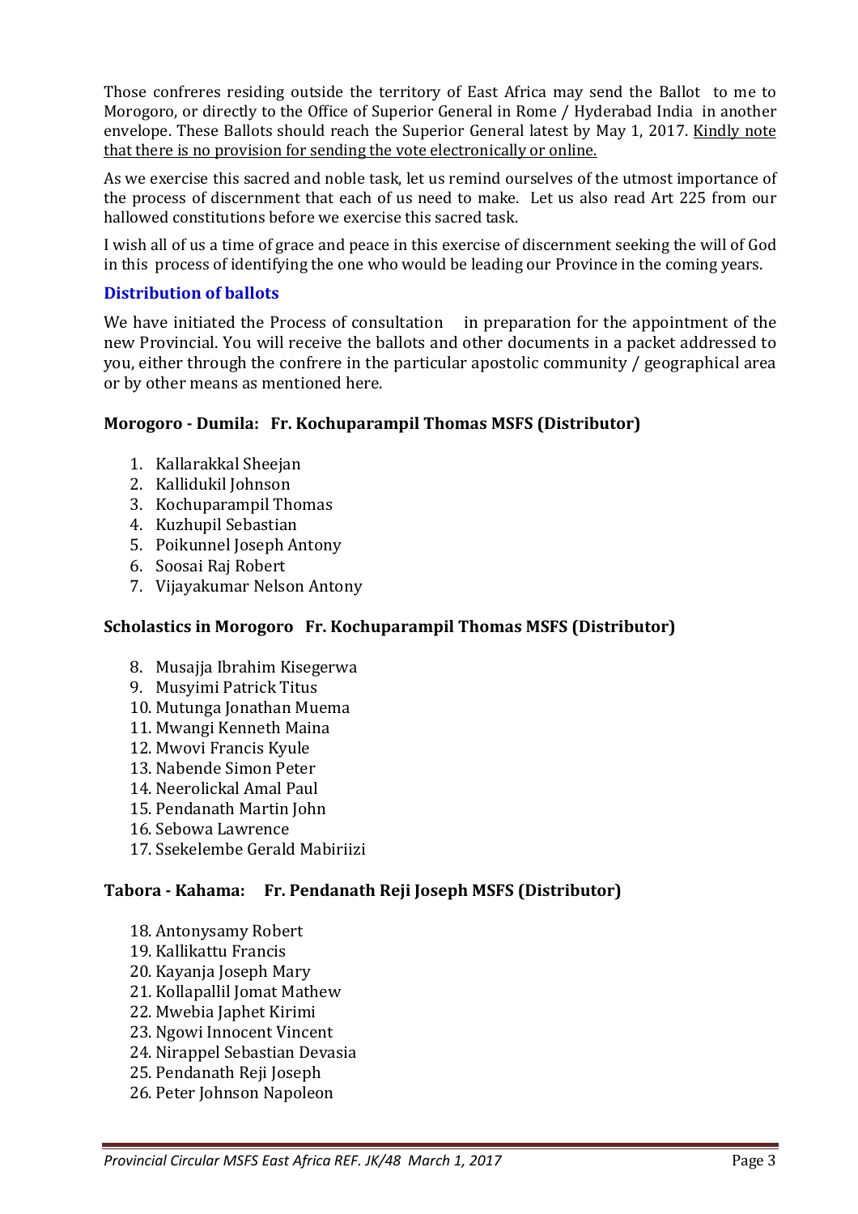Those confreres residing outside the territory of East Africa may send the Ballot to me to Morogoro, or directly to the Office of Superior General in Rome / Hyderabad India in another envelope. These Ballots should reach the Superior General latest by May 1, 2017. <u>Kindly note that there is no provision for sending the vote electronically or online.</u>

As we exercise this sacred and noble task, let us remind ourselves of the utmost importance of the process of discernment that each of us need to make. Let us also read Art 225 from our hallowed constitutions before we exercise this sacred task.

I wish all of us a time of grace and peace in this exercise of discernment seeking the will of God in this process of identifying the one who would be leading our Province in the coming years.

### Distribution of ballots

We have initiated the Process of consultation in preparation for the appointment of the new Provincial. You will receive the ballots and other documents in a packet addressed to you, either through the confrere in the particular apostolic community / geographical area or by other means as mentioned here.

**Morogoro - Dumila: Fr. Kochuparampil Thomas MSFS (Distributor)**

1. Kallarakkal Sheejan
2. Kallidukil Johnson
3. Kochuparampil Thomas
4. Kuzhupil Sebastian
5. Poikunnel Joseph Antony
6. Soosai Raj Robert
7. Vijayakumar Nelson Antony

**Scholastics in Morogoro Fr. Kochuparampil Thomas MSFS (Distributor)**

8. Musajja Ibrahim Kisegerwa
9. Musyimi Patrick Titus
10. Mutunga Jonathan Muema
11. Mwangi Kenneth Maina
12. Mwovi Francis Kyule
13. Nabende Simon Peter
14. Neerolickal Amal Paul
15. Pendanath Martin John
16. Sebowa Lawrence
17. Ssekelembe Gerald Mabiriizi

**Tabora - Kahama: Fr. Pendanath Reji Joseph MSFS (Distributor)**

18. Antonysamy Robert
19. Kallikattu Francis
20. Kayanja Joseph Mary
21. Kollapallil Jomat Mathew
22. Mwebia Japhet Kirimi
23. Ngowi Innocent Vincent
24. Nirappel Sebastian Devasia
25. Pendanath Reji Joseph
26. Peter Johnson Napoleon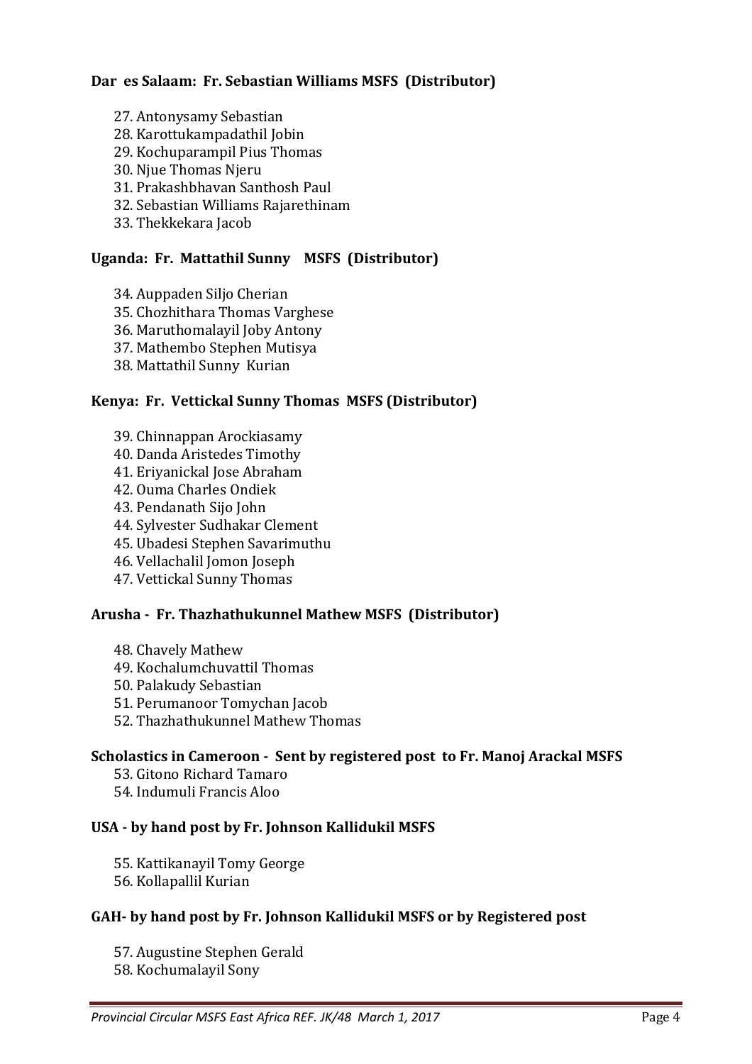**Dar es Salaam: Fr. Sebastian Williams MSFS (Distributor)**

27. Antonysamy Sebastian
28. Karottukampadathil Jobin
29. Kochuparampil Pius Thomas
30. Njue Thomas Njeru
31. Prakashbhavan Santhosh Paul
32. Sebastian Williams Rajarethinam
33. Thekkekara Jacob

**Uganda: Fr. Mattathil Sunny MSFS (Distributor)**

34. Auppaden Siljo Cherian
35. Chozhithara Thomas Varghese
36. Maruthomalayil Joby Antony
37. Mathembo Stephen Mutisya
38. Mattathil Sunny Kurian

**Kenya: Fr. Vettickal Sunny Thomas MSFS (Distributor)**

39. Chinnappan Arockiasamy
40. Danda Aristedes Timothy
41. Eriyanickal Jose Abraham
42. Ouma Charles Ondiek
43. Pendanath Sijo John
44. Sylvester Sudhakar Clement
45. Ubadesi Stephen Savarimuthu
46. Vellachalil Jomon Joseph
47. Vettickal Sunny Thomas

**Arusha - Fr. Thazhathukunnel Mathew MSFS (Distributor)**

48. Chavely Mathew
49. Kochalumchuvattil Thomas
50. Palakudy Sebastian
51. Perumanoor Tomychan Jacob
52. Thazhathukunnel Mathew Thomas

**Scholastics in Cameroon - Sent by registered post to Fr. Manoj Arackal MSFS**

53. Gitono Richard Tamaro
54. Indumuli Francis Aloo

**USA - by hand post by Fr. Johnson Kallidukil MSFS**

55. Kattikanayil Tomy George
56. Kollapallil Kurian

**GAH- by hand post by Fr. Johnson Kallidukil MSFS or by Registered post**

57. Augustine Stephen Gerald
58. Kochumalayil Sony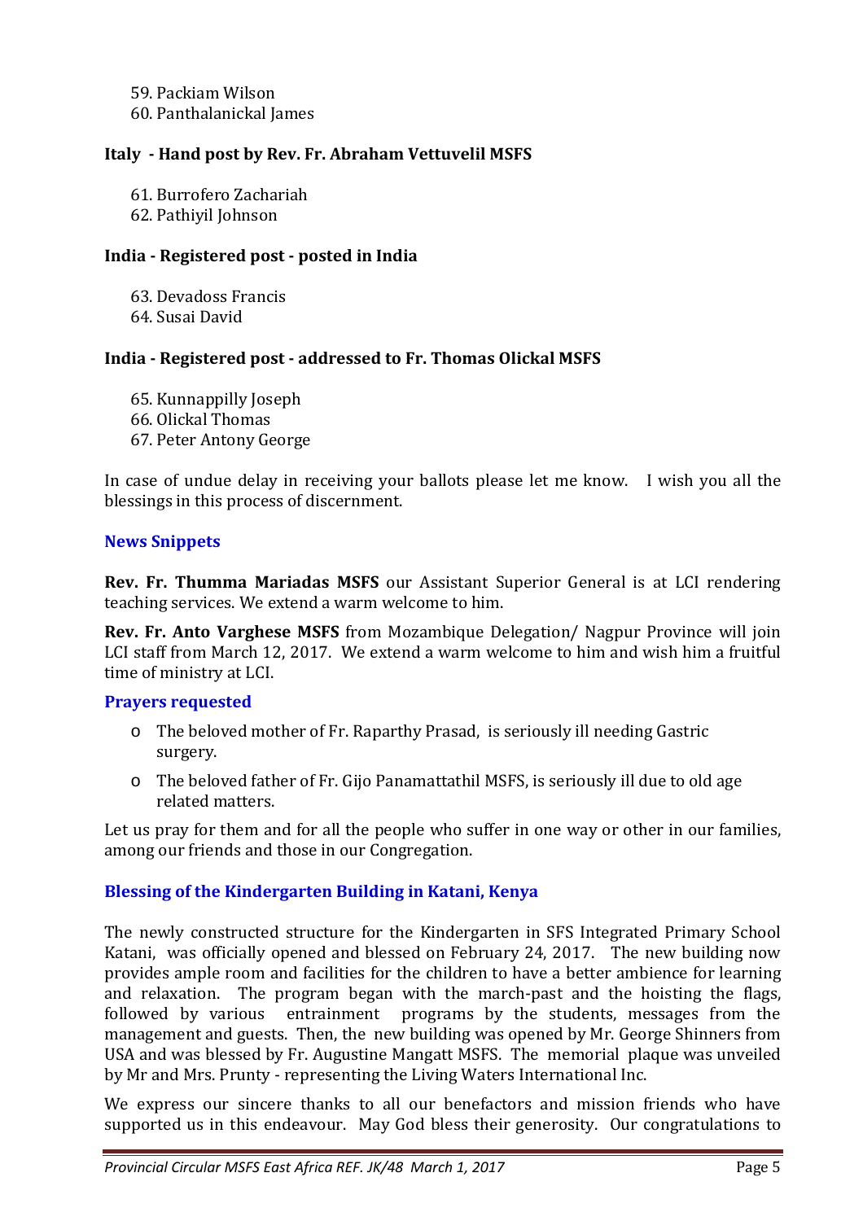59. Packiam Wilson
60. Panthalanickal James

**Italy - Hand post by Rev. Fr. Abraham Vettuvelil MSFS**

61. Burrofero Zachariah
62. Pathiyil Johnson

**India - Registered post - posted in India**

63. Devadoss Francis
64. Susai David

**India - Registered post - addressed to Fr. Thomas Olickal MSFS**

65. Kunnappilly Joseph
66. Olickal Thomas
67. Peter Antony George

In case of undue delay in receiving your ballots please let me know. I wish you all the blessings in this process of discernment.

## News Snippets

**Rev. Fr. Thumma Mariadas MSFS** our Assistant Superior General is at LCI rendering teaching services. We extend a warm welcome to him.

**Rev. Fr. Anto Varghese MSFS** from Mozambique Delegation/ Nagpur Province will join LCI staff from March 12, 2017. We extend a warm welcome to him and wish him a fruitful time of ministry at LCI.

## Prayers requested

- The beloved mother of Fr. Raparthy Prasad, is seriously ill needing Gastric surgery.
- The beloved father of Fr. Gijo Panamattathil MSFS, is seriously ill due to old age related matters.

Let us pray for them and for all the people who suffer in one way or other in our families, among our friends and those in our Congregation.

## Blessing of the Kindergarten Building in Katani, Kenya

The newly constructed structure for the Kindergarten in SFS Integrated Primary School Katani, was officially opened and blessed on February 24, 2017. The new building now provides ample room and facilities for the children to have a better ambience for learning and relaxation. The program began with the march-past and the hoisting the flags, followed by various entrainment programs by the students, messages from the management and guests. Then, the new building was opened by Mr. George Shinners from USA and was blessed by Fr. Augustine Mangatt MSFS. The memorial plaque was unveiled by Mr and Mrs. Prunty - representing the Living Waters International Inc.

We express our sincere thanks to all our benefactors and mission friends who have supported us in this endeavour. May God bless their generosity. Our congratulations to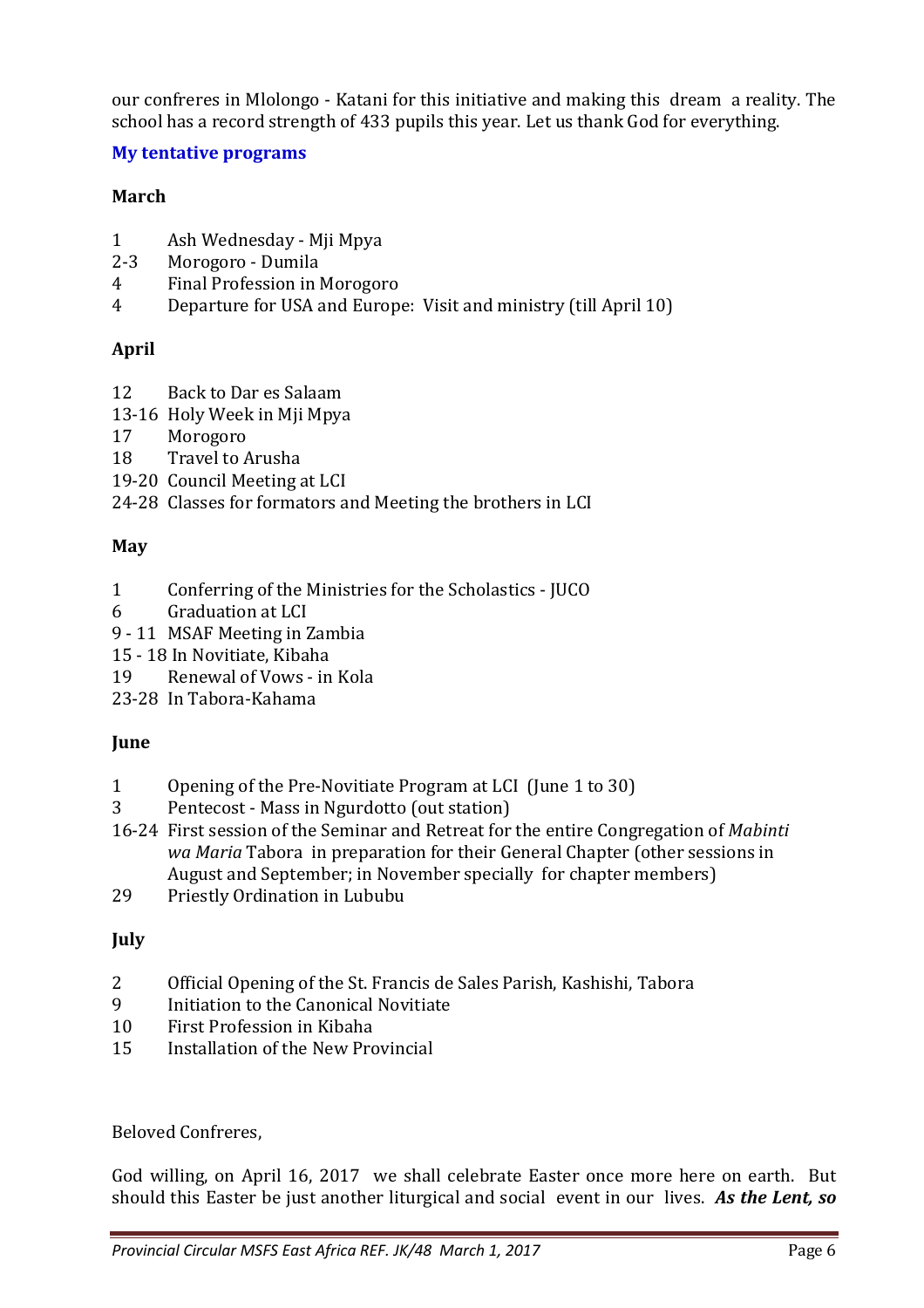our confreres in Mlolongo - Katani for this initiative and making this dream a reality. The school has a record strength of 433 pupils this year. Let us thank God for everything.

## My tentative programs

**March**

- 1 Ash Wednesday - Mji Mpya
- 2-3 Morogoro - Dumila
- 4 Final Profession in Morogoro
- 4 Departure for USA and Europe: Visit and ministry (till April 10)

**April**

- 12 Back to Dar es Salaam
- 13-16 Holy Week in Mji Mpya
- 17 Morogoro
- 18 Travel to Arusha
- 19-20 Council Meeting at LCI
- 24-28 Classes for formators and Meeting the brothers in LCI

**May**

- 1 Conferring of the Ministries for the Scholastics - JUCO
- 6 Graduation at LCI
- 9 - 11 MSAF Meeting in Zambia
- 15 - 18 In Novitiate, Kibaha
- 19 Renewal of Vows - in Kola
- 23-28 In Tabora-Kahama

**June**

- 1 Opening of the Pre-Novitiate Program at LCI (June 1 to 30)
- 3 Pentecost - Mass in Ngurdotto (out station)
- 16-24 First session of the Seminar and Retreat for the entire Congregation of *Mabinti wa Maria* Tabora in preparation for their General Chapter (other sessions in August and September; in November specially for chapter members)
- 29 Priestly Ordination in Lububu

**July**

- 2 Official Opening of the St. Francis de Sales Parish, Kashishi, Tabora
- 9 Initiation to the Canonical Novitiate
- 10 First Profession in Kibaha
- 15 Installation of the New Provincial

Beloved Confreres,

God willing, on April 16, 2017 we shall celebrate Easter once more here on earth. But should this Easter be just another liturgical and social event in our lives. ***As the Lent, so***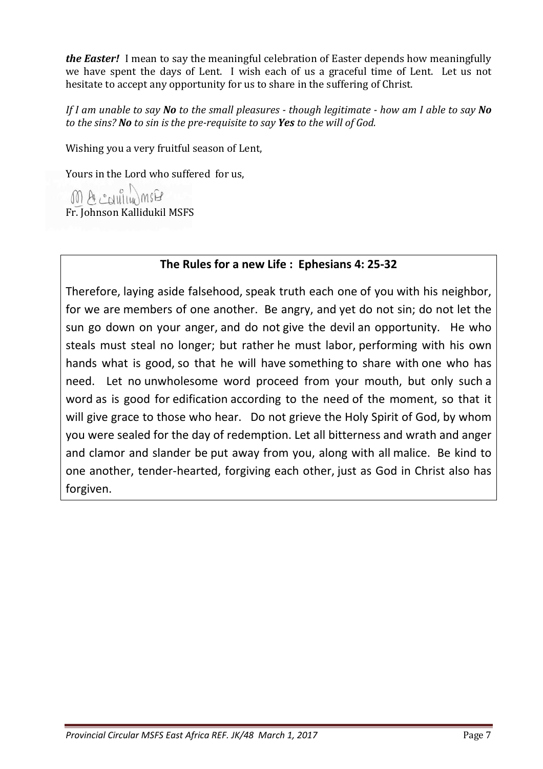***the Easter!*** I mean to say the meaningful celebration of Easter depends how meaningfully we have spent the days of Lent. I wish each of us a graceful time of Lent. Let us not hesitate to accept any opportunity for us to share in the suffering of Christ.

*If I am unable to say **No** to the small pleasures - though legitimate - how am I able to say **No** to the sins? **No** to sin is the pre-requisite to say **Yes** to the will of God.*

Wishing you a very fruitful season of Lent,

Yours in the Lord who suffered for us,

Fr. Johnson Kallidukil MSFS

**The Rules for a new Life : Ephesians 4: 25-32**

Therefore, laying aside falsehood, speak truth each one of you with his neighbor, for we are members of one another. Be angry, and yet do not sin; do not let the sun go down on your anger, and do not give the devil an opportunity. He who steals must steal no longer; but rather he must labor, performing with his own hands what is good, so that he will have something to share with one who has need. Let no unwholesome word proceed from your mouth, but only such a word as is good for edification according to the need of the moment, so that it will give grace to those who hear. Do not grieve the Holy Spirit of God, by whom you were sealed for the day of redemption. Let all bitterness and wrath and anger and clamor and slander be put away from you, along with all malice. Be kind to one another, tender-hearted, forgiving each other, just as God in Christ also has forgiven.